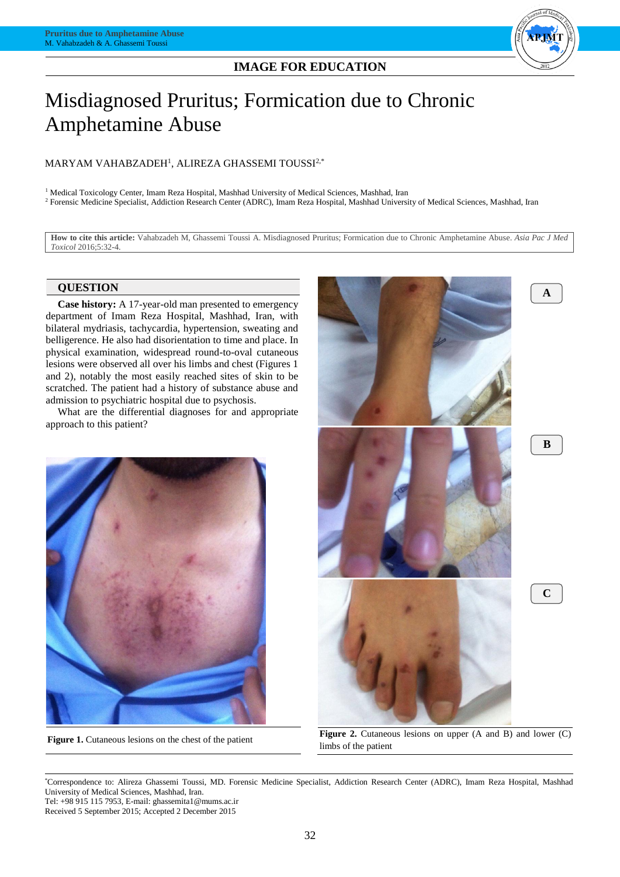IMAGE FOR EDUCATION

# Misdiagnosed Pruritus; Formication due to Chronic Amphetamine Abuse

MARYAM VAHABZADEH[1], ALIREZA GHASSEMI TOUSSI[2,*]

[1] Medical Toxicology Center, Imam Reza Hospital, Mashhad University of Medical Sciences, Mashhad, Iran

[2] Forensic Medicine Specialist, Addiction Research Center (ADRC), Imam Reza Hospital, Mashhad University of Medical Sciences, Mashhad, Iran

**How to cite this article:** Vahabzadeh M, Ghassemi Toussi A. Misdiagnosed Pruritus; Formication due to Chronic Amphetamine Abuse. *Asia Pac J Med Toxicol* 2016;5:32-4.

## QUESTION

**Case history:** A 17-year-old man presented to emergency department of Imam Reza Hospital, Mashhad, Iran, with bilateral mydriasis, tachycardia, hypertension, sweating and belligerence. He also had disorientation to time and place. In physical examination, widespread round-to-oval cutaneous lesions were observed all over his limbs and chest (Figures 1 and 2), notably the most easily reached sites of skin to be scratched. The patient had a history of substance abuse and admission to psychiatric hospital due to psychosis.

What are the differential diagnoses for and appropriate approach to this patient?

**Figure 1.** Cutaneous lesions on the chest of the patient

**Figure 2.** Cutaneous lesions on upper (A and B) and lower (C) limbs of the patient

*Correspondence to: Alireza Ghassemi Toussi, MD. Forensic Medicine Specialist, Addiction Research Center (ADRC), Imam Reza Hospital, Mashhad University of Medical Sciences, Mashhad, Iran.
Tel: +98 915 115 7953, E-mail: ghassemita1@mums.ac.ir
Received 5 September 2015; Accepted 2 December 2015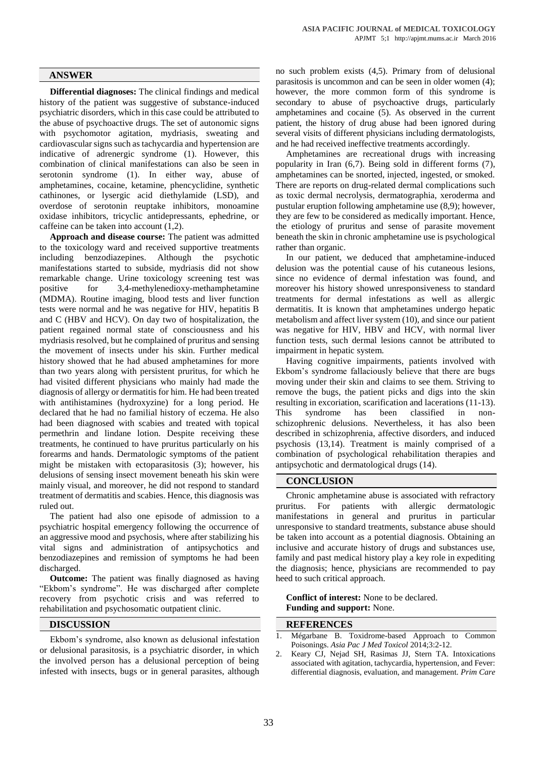## ANSWER

**Differential diagnoses:** The clinical findings and medical history of the patient was suggestive of substance-induced psychiatric disorders, which in this case could be attributed to the abuse of psychoactive drugs. The set of autonomic signs with psychomotor agitation, mydriasis, sweating and cardiovascular signs such as tachycardia and hypertension are indicative of adrenergic syndrome (1). However, this combination of clinical manifestations can also be seen in serotonin syndrome (1). In either way, abuse of amphetamines, cocaine, ketamine, phencyclidine, synthetic cathinones, or lysergic acid diethylamide (LSD), and overdose of serotonin reuptake inhibitors, monoamine oxidase inhibitors, tricyclic antidepressants, ephedrine, or caffeine can be taken into account (1,2).

**Approach and disease course:** The patient was admitted to the toxicology ward and received supportive treatments including benzodiazepines. Although the psychotic manifestations started to subside, mydriasis did not show remarkable change. Urine toxicology screening test was positive for 3,4-methylenedioxy-methamphetamine (MDMA). Routine imaging, blood tests and liver function tests were normal and he was negative for HIV, hepatitis B and C (HBV and HCV). On day two of hospitalization, the patient regained normal state of consciousness and his mydriasis resolved, but he complained of pruritus and sensing the movement of insects under his skin. Further medical history showed that he had abused amphetamines for more than two years along with persistent pruritus, for which he had visited different physicians who mainly had made the diagnosis of allergy or dermatitis for him. He had been treated with antihistamines (hydroxyzine) for a long period. He declared that he had no familial history of eczema. He also had been diagnosed with scabies and treated with topical permethrin and lindane lotion. Despite receiving these treatments, he continued to have pruritus particularly on his forearms and hands. Dermatologic symptoms of the patient might be mistaken with ectoparasitosis (3); however, his delusions of sensing insect movement beneath his skin were mainly visual, and moreover, he did not respond to standard treatment of dermatitis and scabies. Hence, this diagnosis was ruled out.

The patient had also one episode of admission to a psychiatric hospital emergency following the occurrence of an aggressive mood and psychosis, where after stabilizing his vital signs and administration of antipsychotics and benzodiazepines and remission of symptoms he had been discharged.

**Outcome:** The patient was finally diagnosed as having "Ekbom's syndrome". He was discharged after complete recovery from psychotic crisis and was referred to rehabilitation and psychosomatic outpatient clinic.

## DISCUSSION

Ekbom's syndrome, also known as delusional infestation or delusional parasitosis, is a psychiatric disorder, in which the involved person has a delusional perception of being infested with insects, bugs or in general parasites, although no such problem exists (4,5). Primary from of delusional parasitosis is uncommon and can be seen in older women (4); however, the more common form of this syndrome is secondary to abuse of psychoactive drugs, particularly amphetamines and cocaine (5). As observed in the current patient, the history of drug abuse had been ignored during several visits of different physicians including dermatologists, and he had received ineffective treatments accordingly.

Amphetamines are recreational drugs with increasing popularity in Iran (6,7). Being sold in different forms (7), amphetamines can be snorted, injected, ingested, or smoked. There are reports on drug-related dermal complications such as toxic dermal necrolysis, dermatographia, xeroderma and pustular eruption following amphetamine use (8,9); however, they are few to be considered as medically important. Hence, the etiology of pruritus and sense of parasite movement beneath the skin in chronic amphetamine use is psychological rather than organic.

In our patient, we deduced that amphetamine-induced delusion was the potential cause of his cutaneous lesions, since no evidence of dermal infestation was found, and moreover his history showed unresponsiveness to standard treatments for dermal infestations as well as allergic dermatitis. It is known that amphetamines undergo hepatic metabolism and affect liver system (10), and since our patient was negative for HIV, HBV and HCV, with normal liver function tests, such dermal lesions cannot be attributed to impairment in hepatic system.

Having cognitive impairments, patients involved with Ekbom's syndrome fallaciously believe that there are bugs moving under their skin and claims to see them. Striving to remove the bugs, the patient picks and digs into the skin resulting in excoriation, scarification and lacerations (11-13). This syndrome has been classified in non-schizophrenic delusions. Nevertheless, it has also been described in schizophrenia, affective disorders, and induced psychosis (13,14). Treatment is mainly comprised of a combination of psychological rehabilitation therapies and antipsychotic and dermatological drugs (14).

## CONCLUSION

Chronic amphetamine abuse is associated with refractory pruritus. For patients with allergic dermatologic manifestations in general and pruritus in particular unresponsive to standard treatments, substance abuse should be taken into account as a potential diagnosis. Obtaining an inclusive and accurate history of drugs and substances use, family and past medical history play a key role in expediting the diagnosis; hence, physicians are recommended to pay heed to such critical approach.

**Conflict of interest:** None to be declared.
**Funding and support:** None.

## REFERENCES

1. Mégarbane B. Toxidrome-based Approach to Common Poisonings. *Asia Pac J Med Toxicol* 2014;3:2-12.
2. Keary CJ, Nejad SH, Rasimas JJ, Stern TA. Intoxications associated with agitation, tachycardia, hypertension, and Fever: differential diagnosis, evaluation, and management. *Prim Care*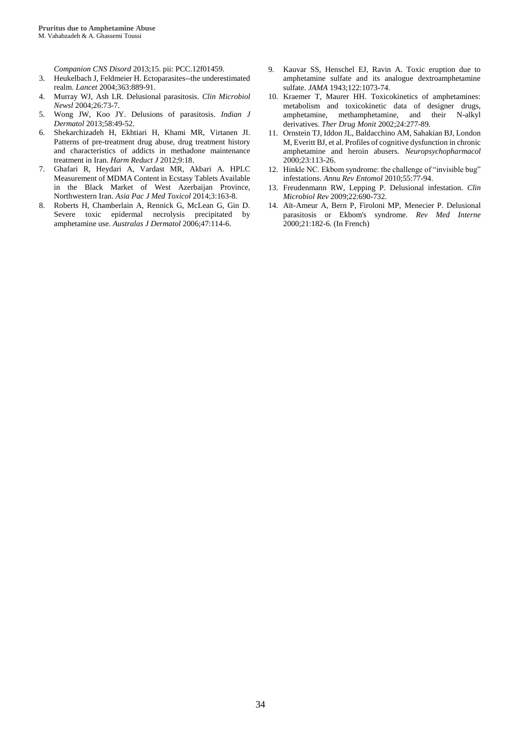*Companion CNS Disord* 2013;15. pii: PCC.12f01459.

3. Heukelbach J, Feldmeier H. Ectoparasites--the underestimated realm. *Lancet* 2004;363:889-91.
4. Murray WJ, Ash LR. Delusional parasitosis. *Clin Microbiol Newsl* 2004;26:73-7.
5. Wong JW, Koo JY. Delusions of parasitosis. *Indian J Dermatol* 2013;58:49-52.
6. Shekarchizadeh H, Ekhtiari H, Khami MR, Virtanen JI. Patterns of pre-treatment drug abuse, drug treatment history and characteristics of addicts in methadone maintenance treatment in Iran. *Harm Reduct J* 2012;9:18.
7. Ghafari R, Heydari A, Vardast MR, Akbari A. HPLC Measurement of MDMA Content in Ecstasy Tablets Available in the Black Market of West Azerbaijan Province, Northwestern Iran. *Asia Pac J Med Toxicol* 2014;3:163-8.
8. Roberts H, Chamberlain A, Rennick G, McLean G, Gin D. Severe toxic epidermal necrolysis precipitated by amphetamine use. *Australas J Dermatol* 2006;47:114-6.
9. Kauvar SS, Henschel EJ, Ravin A. Toxic eruption due to amphetamine sulfate and its analogue dextroamphetamine sulfate. *JAMA* 1943;122:1073-74.
10. Kraemer T, Maurer HH. Toxicokinetics of amphetamines: metabolism and toxicokinetic data of designer drugs, amphetamine, methamphetamine, and their N-alkyl derivatives. *Ther Drug Monit* 2002;24:277-89.
11. Ornstein TJ, Iddon JL, Baldacchino AM, Sahakian BJ, London M, Everitt BJ, et al. Profiles of cognitive dysfunction in chronic amphetamine and heroin abusers. *Neuropsychopharmacol* 2000;23:113-26.
12. Hinkle NC. Ekbom syndrome: the challenge of "invisible bug" infestations. *Annu Rev Entomol* 2010;55:77-94.
13. Freudenmann RW, Lepping P. Delusional infestation. *Clin Microbiol Rev* 2009;22:690-732.
14. Aït-Ameur A, Bern P, Firoloni MP, Menecier P. Delusional parasitosis or Ekbom's syndrome. *Rev Med Interne* 2000;21:182-6. (In French)